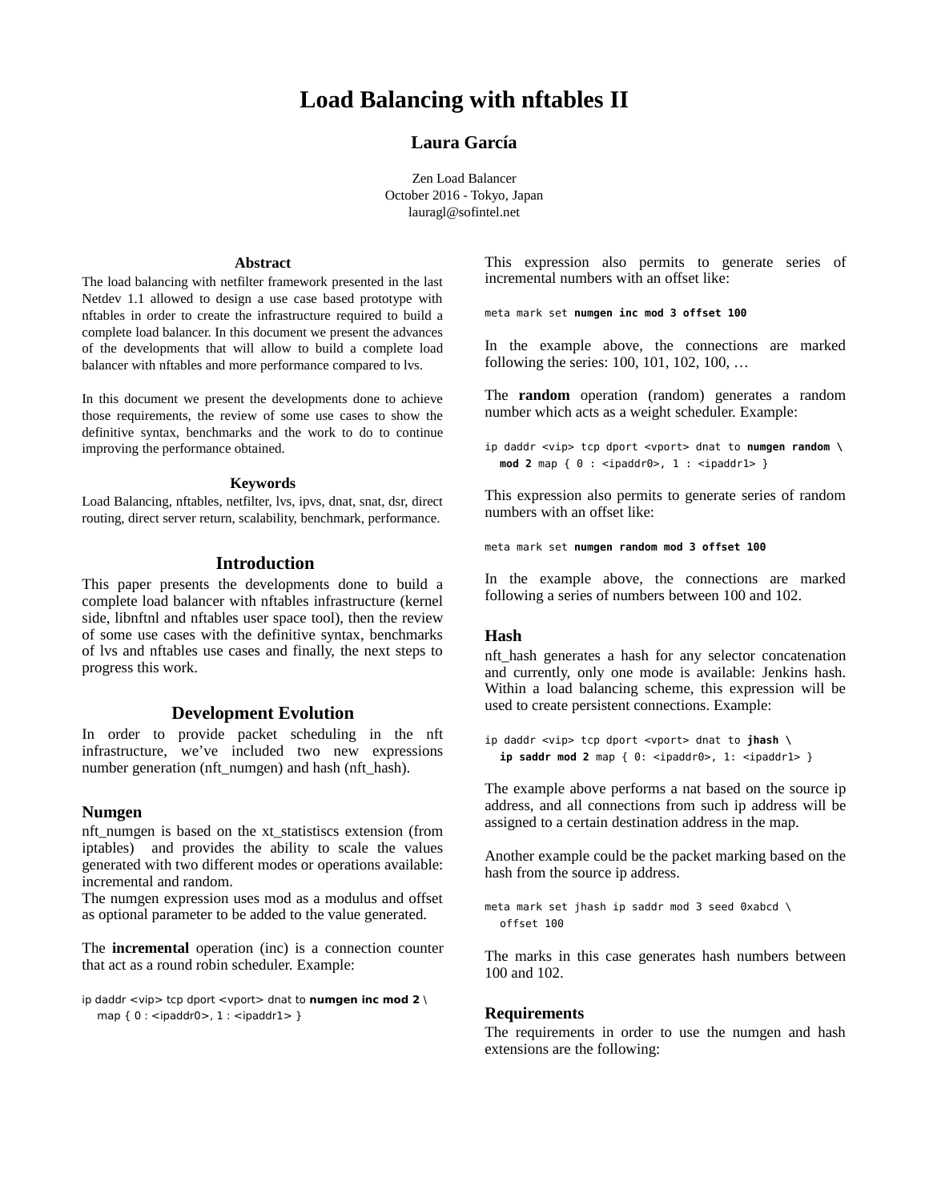# Load Balancing with nftables II

**Laura García**

Zen Load Balancer
October 2016 - Tokyo, Japan
lauragl@sofintel.net

## Abstract

The load balancing with netfilter framework presented in the last Netdev 1.1 allowed to design a use case based prototype with nftables in order to create the infrastructure required to build a complete load balancer. In this document we present the advances of the developments that will allow to build a complete load balancer with nftables and more performance compared to lvs.

In this document we present the developments done to achieve those requirements, the review of some use cases to show the definitive syntax, benchmarks and the work to do to continue improving the performance obtained.

## Keywords

Load Balancing, nftables, netfilter, lvs, ipvs, dnat, snat, dsr, direct routing, direct server return, scalability, benchmark, performance.

## Introduction

This paper presents the developments done to build a complete load balancer with nftables infrastructure (kernel side, libnftnl and nftables user space tool), then the review of some use cases with the definitive syntax, benchmarks of lvs and nftables use cases and finally, the next steps to progress this work.

## Development Evolution

In order to provide packet scheduling in the nft infrastructure, we've included two new expressions number generation (nft_numgen) and hash (nft_hash).

### Numgen

nft_numgen is based on the xt_statistiscs extension (from iptables) and provides the ability to scale the values generated with two different modes or operations available: incremental and random.

The numgen expression uses mod as a modulus and offset as optional parameter to be added to the value generated.

The **incremental** operation (inc) is a connection counter that act as a round robin scheduler. Example:

```
ip daddr <vip> tcp dport <vport> dnat to numgen inc mod 2 \
    map { 0 : <ipaddr0>, 1 : <ipaddr1> }
```

This expression also permits to generate series of incremental numbers with an offset like:

```
meta mark set numgen inc mod 3 offset 100
```

In the example above, the connections are marked following the series: 100, 101, 102, 100, …

The **random** operation (random) generates a random number which acts as a weight scheduler. Example:

```
ip daddr <vip> tcp dport <vport> dnat to numgen random \
    mod 2 map { 0 : <ipaddr0>, 1 : <ipaddr1> }
```

This expression also permits to generate series of random numbers with an offset like:

```
meta mark set numgen random mod 3 offset 100
```

In the example above, the connections are marked following a series of numbers between 100 and 102.

### Hash

nft_hash generates a hash for any selector concatenation and currently, only one mode is available: Jenkins hash. Within a load balancing scheme, this expression will be used to create persistent connections. Example:

```
ip daddr <vip> tcp dport <vport> dnat to jhash \
    ip saddr mod 2 map { 0: <ipaddr0>, 1: <ipaddr1> }
```

The example above performs a nat based on the source ip address, and all connections from such ip address will be assigned to a certain destination address in the map.

Another example could be the packet marking based on the hash from the source ip address.

```
meta mark set jhash ip saddr mod 3 seed 0xabcd \
    offset 100
```

The marks in this case generates hash numbers between 100 and 102.

### Requirements

The requirements in order to use the numgen and hash extensions are the following: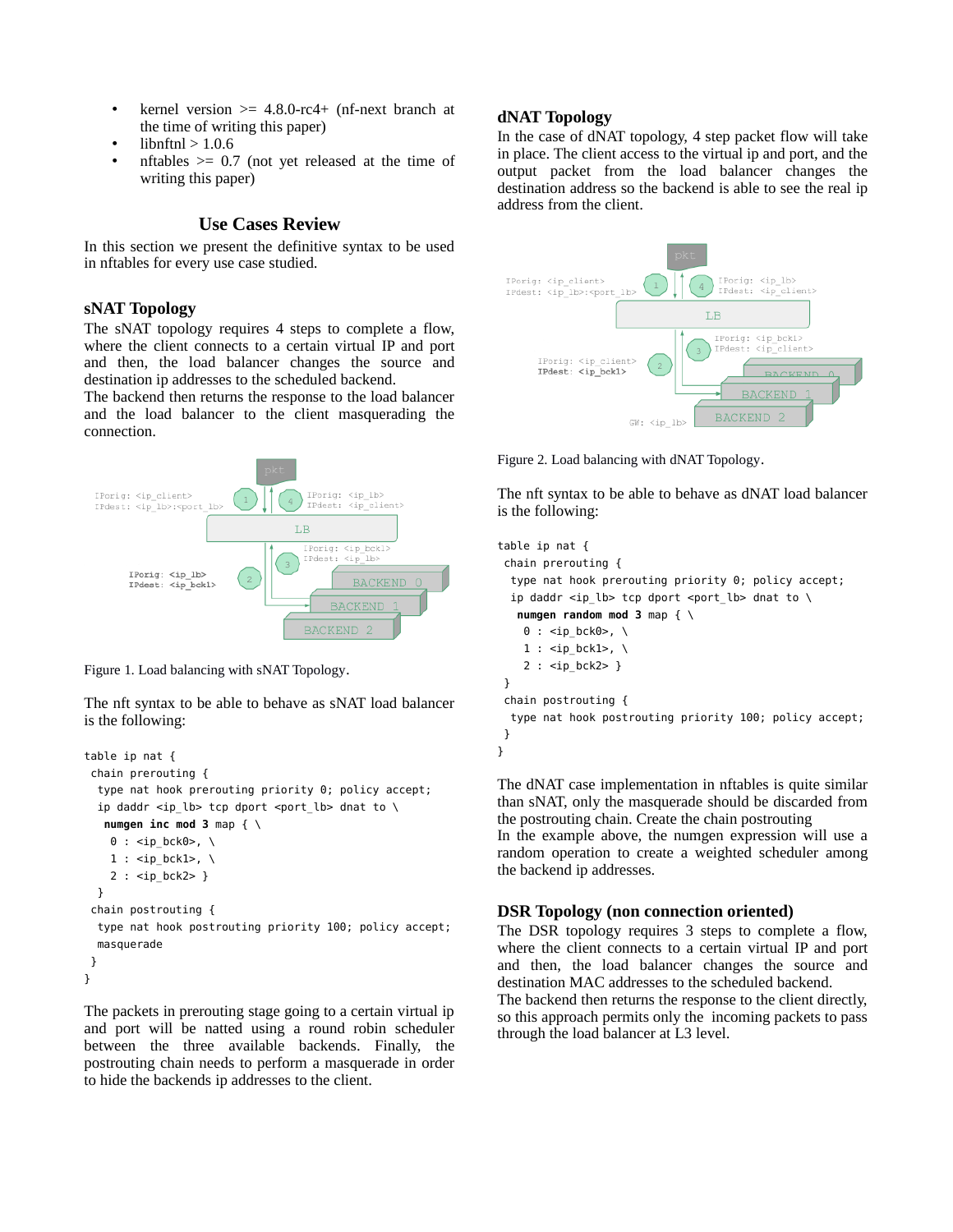- kernel version >= 4.8.0-rc4+ (nf-next branch at the time of writing this paper)
- libnftnl > 1.0.6
- nftables >= 0.7 (not yet released at the time of writing this paper)

## Use Cases Review

In this section we present the definitive syntax to be used in nftables for every use case studied.

### sNAT Topology

The sNAT topology requires 4 steps to complete a flow, where the client connects to a certain virtual IP and port and then, the load balancer changes the source and destination ip addresses to the scheduled backend.
The backend then returns the response to the load balancer and the load balancer to the client masquerading the connection.

Figure 1. Load balancing with sNAT Topology.

The nft syntax to be able to behave as sNAT load balancer is the following:

```
table ip nat {
 chain prerouting {
  type nat hook prerouting priority 0; policy accept;
  ip daddr <ip_lb> tcp dport <port_lb> dnat to \
   numgen inc mod 3 map { \
    0 : <ip_bck0>, \
    1 : <ip_bck1>, \
    2 : <ip_bck2> }
  }
 chain postrouting {
  type nat hook postrouting priority 100; policy accept;
  masquerade
 }
}
```

The packets in prerouting stage going to a certain virtual ip and port will be natted using a round robin scheduler between the three available backends. Finally, the postrouting chain needs to perform a masquerade in order to hide the backends ip addresses to the client.

### dNAT Topology

In the case of dNAT topology, 4 step packet flow will take in place. The client access to the virtual ip and port, and the output packet from the load balancer changes the destination address so the backend is able to see the real ip address from the client.

Figure 2. Load balancing with dNAT Topology.

The nft syntax to be able to behave as dNAT load balancer is the following:

```
table ip nat {
 chain prerouting {
  type nat hook prerouting priority 0; policy accept;
  ip daddr <ip_lb> tcp dport <port_lb> dnat to \
   numgen random mod 3 map { \
    0 : <ip_bck0>, \
    1 : <ip_bck1>, \
    2 : <ip_bck2> }
 }
 chain postrouting {
  type nat hook postrouting priority 100; policy accept;
 }
}
```

The dNAT case implementation in nftables is quite similar than sNAT, only the masquerade should be discarded from the postrouting chain. Create the chain postrouting
In the example above, the numgen expression will use a random operation to create a weighted scheduler among the backend ip addresses.

### DSR Topology (non connection oriented)

The DSR topology requires 3 steps to complete a flow, where the client connects to a certain virtual IP and port and then, the load balancer changes the source and destination MAC addresses to the scheduled backend.
The backend then returns the response to the client directly, so this approach permits only the incoming packets to pass through the load balancer at L3 level.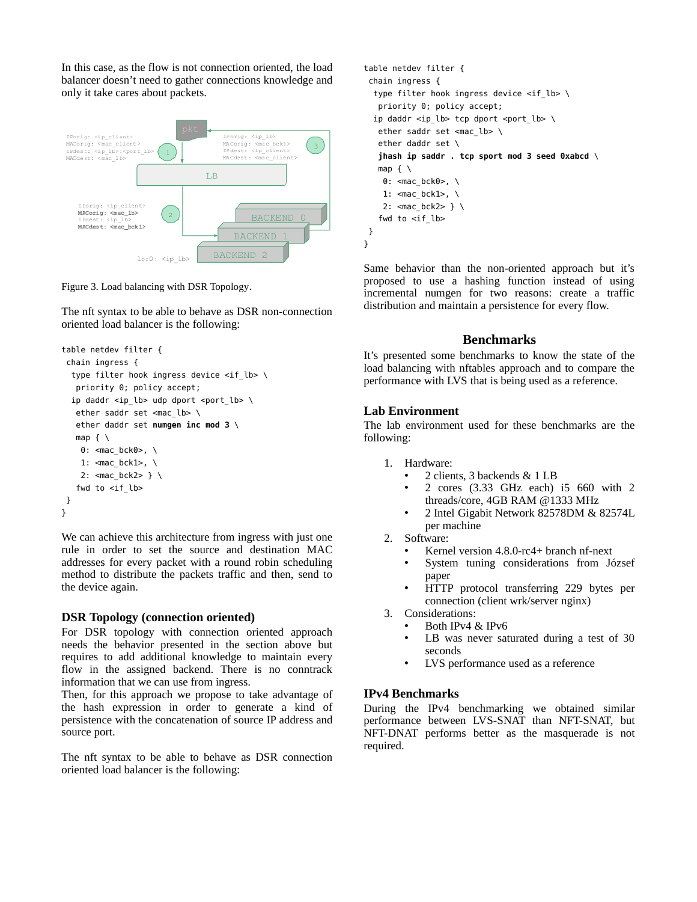In this case, as the flow is not connection oriented, the load balancer doesn't need to gather connections knowledge and only it take cares about packets.

Figure 3. Load balancing with DSR Topology.

The nft syntax to be able to behave as DSR non-connection oriented load balancer is the following:

```
table netdev filter {
 chain ingress {
  type filter hook ingress device <if_lb> \
   priority 0; policy accept;
  ip daddr <ip_lb> udp dport <port_lb> \
   ether saddr set <mac_lb> \
   ether daddr set numgen inc mod 3 \
   map { \
    0: <mac_bck0>, \
    1: <mac_bck1>, \
    2: <mac_bck2> } \
   fwd to <if_lb>
 }
}
```

We can achieve this architecture from ingress with just one rule in order to set the source and destination MAC addresses for every packet with a round robin scheduling method to distribute the packets traffic and then, send to the device again.

### DSR Topology (connection oriented)

For DSR topology with connection oriented approach needs the behavior presented in the section above but requires to add additional knowledge to maintain every flow in the assigned backend. There is no conntrack information that we can use from ingress.

Then, for this approach we propose to take advantage of the hash expression in order to generate a kind of persistence with the concatenation of source IP address and source port.

The nft syntax to be able to behave as DSR connection oriented load balancer is the following:

```
table netdev filter {
 chain ingress {
  type filter hook ingress device <if_lb> \
   priority 0; policy accept;
  ip daddr <ip_lb> tcp dport <port_lb> \
   ether saddr set <mac_lb> \
   ether daddr set \
   jhash ip saddr . tcp sport mod 3 seed 0xabcd \
   map { \
    0: <mac_bck0>, \
    1: <mac_bck1>, \
    2: <mac_bck2> } \
   fwd to <if_lb>
 }
}
```

Same behavior than the non-oriented approach but it's proposed to use a hashing function instead of using incremental numgen for two reasons: create a traffic distribution and maintain a persistence for every flow.

## Benchmarks

It's presented some benchmarks to know the state of the load balancing with nftables approach and to compare the performance with LVS that is being used as a reference.

### Lab Environment

The lab environment used for these benchmarks are the following:

1. Hardware:
   - 2 clients, 3 backends & 1 LB
   - 2 cores (3.33 GHz each) i5 660 with 2 threads/core, 4GB RAM @1333 MHz
   - 2 Intel Gigabit Network 82578DM & 82574L per machine
2. Software:
   - Kernel version 4.8.0-rc4+ branch nf-next
   - System tuning considerations from József paper
   - HTTP protocol transferring 229 bytes per connection (client wrk/server nginx)
3. Considerations:
   - Both IPv4 & IPv6
   - LB was never saturated during a test of 30 seconds
   - LVS performance used as a reference

### IPv4 Benchmarks

During the IPv4 benchmarking we obtained similar performance between LVS-SNAT than NFT-SNAT, but NFT-DNAT performs better as the masquerade is not required.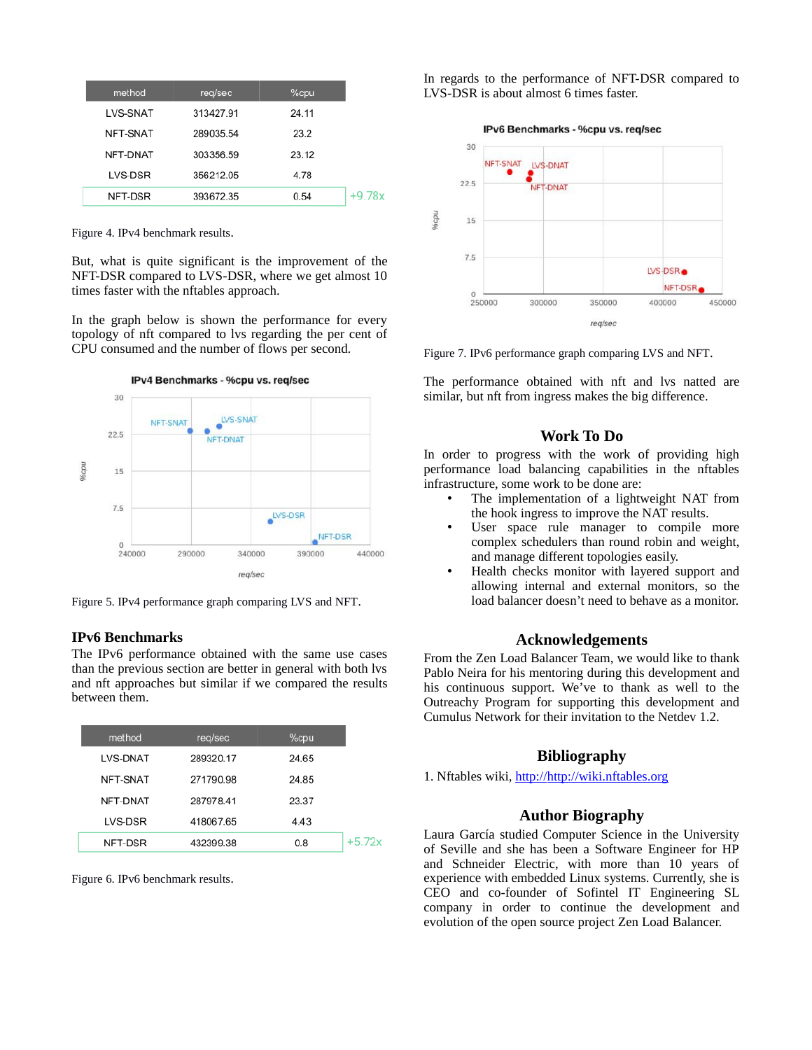| method | req/sec | %cpu | |
|---|---|---|---|
| LVS-SNAT | 313427.91 | 24.11 | |
| NFT-SNAT | 289035.54 | 23.2 | |
| NFT-DNAT | 303356.59 | 23.12 | |
| LVS-DSR | 356212.05 | 4.78 | |
| NFT-DSR | 393672.35 | 0.54 | +9.78x |

Figure 4. IPv4 benchmark results.

But, what is quite significant is the improvement of the NFT-DSR compared to LVS-DSR, where we get almost 10 times faster with the nftables approach.

In the graph below is shown the performance for every topology of nft compared to lvs regarding the per cent of CPU consumed and the number of flows per second.

IPv4 Benchmarks - %cpu vs. req/sec

%cpu

30
22.5
15
7.5
0

240000 290000 340000 390000 440000

req/sec

NFT-SNAT
LVS-SNAT
NFT-DNAT
LVS-DSR
NFT-DSR

Figure 5. IPv4 performance graph comparing LVS and NFT.

### IPv6 Benchmarks

The IPv6 performance obtained with the same use cases than the previous section are better in general with both lvs and nft approaches but similar if we compared the results between them.

| method | req/sec | %cpu | |
|---|---|---|---|
| LVS-DNAT | 289320.17 | 24.65 | |
| NFT-SNAT | 271790.98 | 24.85 | |
| NFT-DNAT | 287978.41 | 23.37 | |
| LVS-DSR | 418067.65 | 4.43 | |
| NFT-DSR | 432399.38 | 0.8 | +5.72x |

Figure 6. IPv6 benchmark results.

In regards to the performance of NFT-DSR compared to LVS-DSR is about almost 6 times faster.

IPv6 Benchmarks - %cpu vs. req/sec

%cpu

30
22.5
15
7.5
0

250000 300000 350000 400000 450000

req/sec

NFT-SNAT
LVS-DNAT
NFT-DNAT
LVS-DSR
NFT-DSR

Figure 7. IPv6 performance graph comparing LVS and NFT.

The performance obtained with nft and lvs natted are similar, but nft from ingress makes the big difference.

## Work To Do

In order to progress with the work of providing high performance load balancing capabilities in the nftables infrastructure, some work to be done are:

- The implementation of a lightweight NAT from the hook ingress to improve the NAT results.
- User space rule manager to compile more complex schedulers than round robin and weight, and manage different topologies easily.
- Health checks monitor with layered support and allowing internal and external monitors, so the load balancer doesn't need to behave as a monitor.

## Acknowledgements

From the Zen Load Balancer Team, we would like to thank Pablo Neira for his mentoring during this development and his continuous support. We've to thank as well to the Outreachy Program for supporting this development and Cumulus Network for their invitation to the Netdev 1.2.

## Bibliography

1. Nftables wiki, [http://http://wiki.nftables.org](http://http://wiki.nftables.org)

## Author Biography

Laura García studied Computer Science in the University of Seville and she has been a Software Engineer for HP and Schneider Electric, with more than 10 years of experience with embedded Linux systems. Currently, she is CEO and co-founder of Sofintel IT Engineering SL company in order to continue the development and evolution of the open source project Zen Load Balancer.